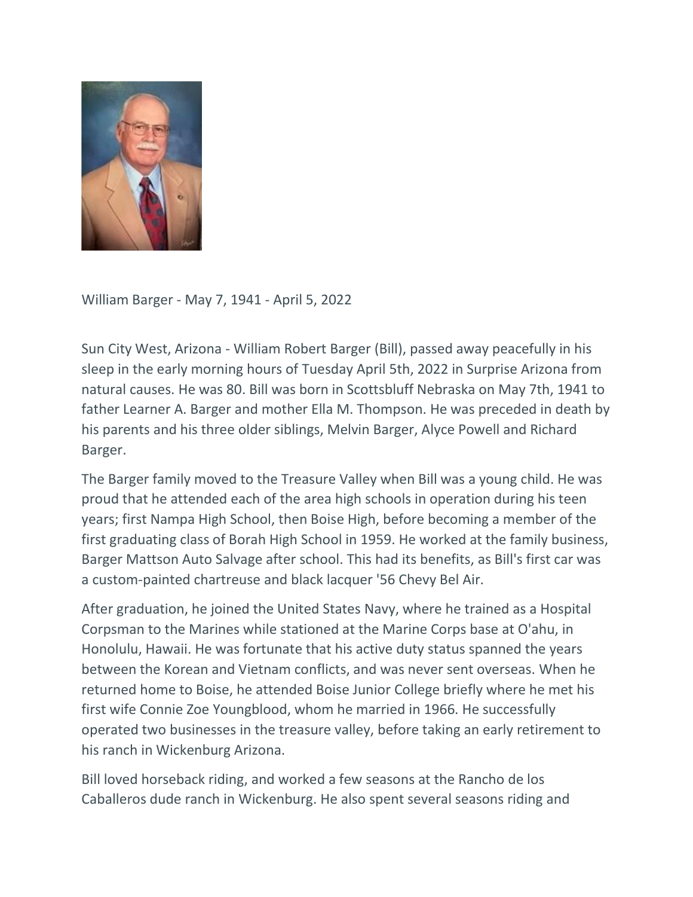William Barger - May 7, 1941 - April 5, 2022

Sun City West, Arizona - William Robert Barger (Bill), passed away peacefully in his sleep in the early morning hours of Tuesday April 5th, 2022 in Surprise Arizona from natural causes. He was 80. Bill was born in Scottsbluff Nebraska on May 7th, 1941 to father Learner A. Barger and mother Ella M. Thompson. He was preceded in death by his parents and his three older siblings, Melvin Barger, Alyce Powell and Richard Barger.

The Barger family moved to the Treasure Valley when Bill was a young child. He was proud that he attended each of the area high schools in operation during his teen years; first Nampa High School, then Boise High, before becoming a member of the first graduating class of Borah High School in 1959. He worked at the family business, Barger Mattson Auto Salvage after school. This had its benefits, as Bill's first car was a custom-painted chartreuse and black lacquer '56 Chevy Bel Air.

After graduation, he joined the United States Navy, where he trained as a Hospital Corpsman to the Marines while stationed at the Marine Corps base at O'ahu, in Honolulu, Hawaii. He was fortunate that his active duty status spanned the years between the Korean and Vietnam conflicts, and was never sent overseas. When he returned home to Boise, he attended Boise Junior College briefly where he met his first wife Connie Zoe Youngblood, whom he married in 1966. He successfully operated two businesses in the treasure valley, before taking an early retirement to his ranch in Wickenburg Arizona.

Bill loved horseback riding, and worked a few seasons at the Rancho de los Caballeros dude ranch in Wickenburg. He also spent several seasons riding and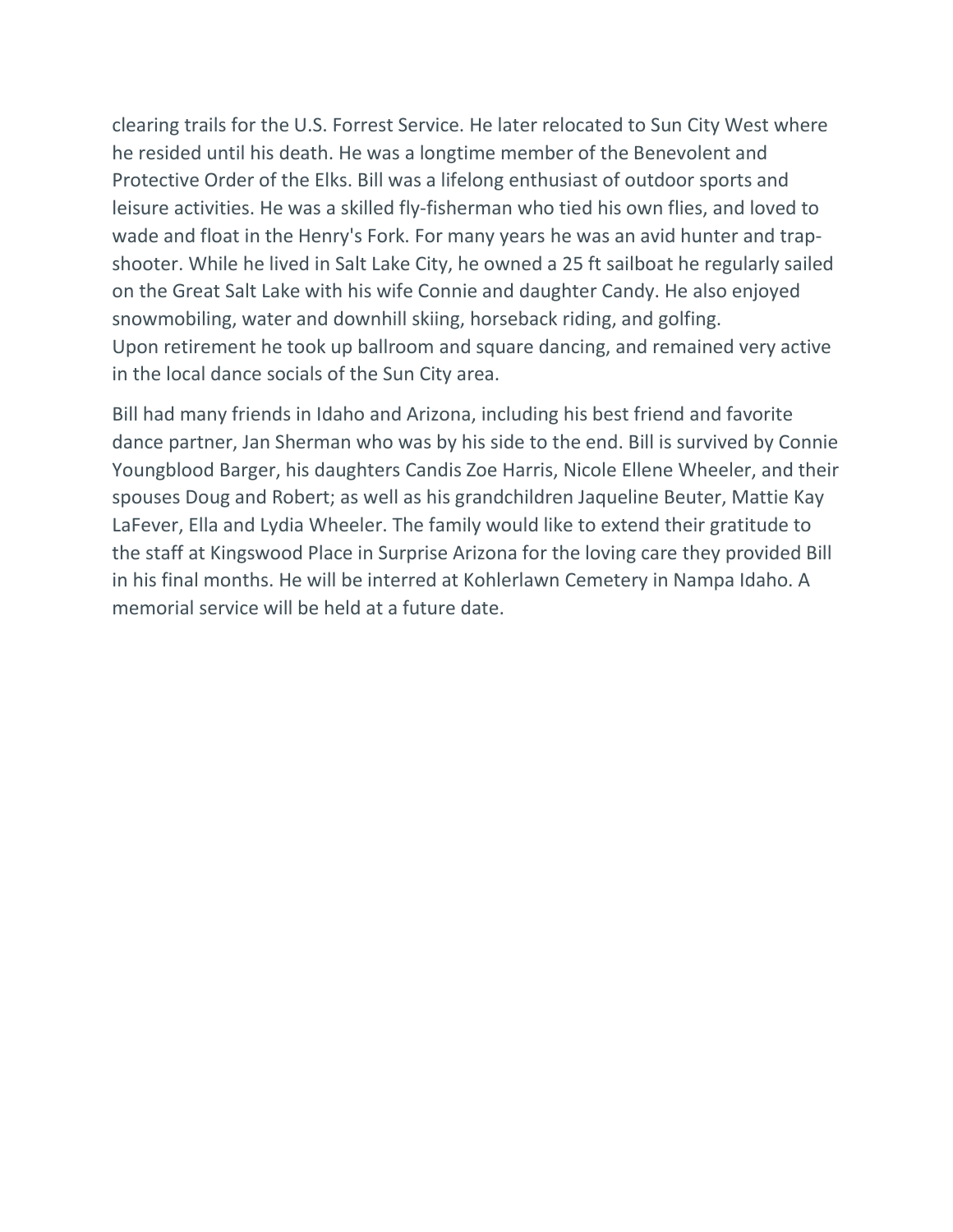clearing trails for the U.S. Forrest Service. He later relocated to Sun City West where he resided until his death. He was a longtime member of the Benevolent and Protective Order of the Elks. Bill was a lifelong enthusiast of outdoor sports and leisure activities. He was a skilled fly-fisherman who tied his own flies, and loved to wade and float in the Henry's Fork. For many years he was an avid hunter and trap-shooter. While he lived in Salt Lake City, he owned a 25 ft sailboat he regularly sailed on the Great Salt Lake with his wife Connie and daughter Candy. He also enjoyed snowmobiling, water and downhill skiing, horseback riding, and golfing.
Upon retirement he took up ballroom and square dancing, and remained very active in the local dance socials of the Sun City area.

Bill had many friends in Idaho and Arizona, including his best friend and favorite dance partner, Jan Sherman who was by his side to the end. Bill is survived by Connie Youngblood Barger, his daughters Candis Zoe Harris, Nicole Ellene Wheeler, and their spouses Doug and Robert; as well as his grandchildren Jaqueline Beuter, Mattie Kay LaFever, Ella and Lydia Wheeler. The family would like to extend their gratitude to the staff at Kingswood Place in Surprise Arizona for the loving care they provided Bill in his final months. He will be interred at Kohlerlawn Cemetery in Nampa Idaho. A memorial service will be held at a future date.